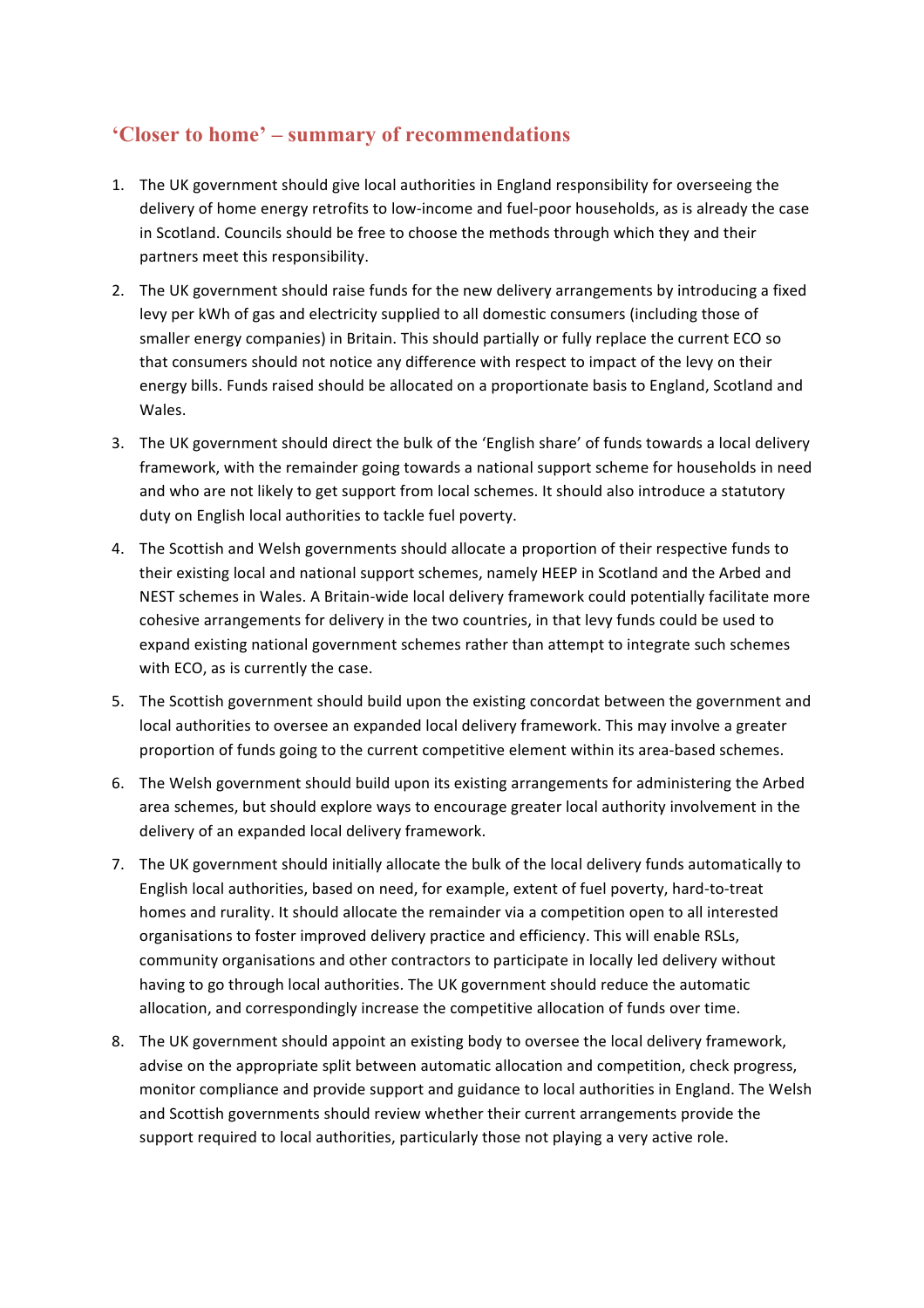## ‘Closer to home’ – summary of recommendations

1. The UK government should give local authorities in England responsibility for overseeing the delivery of home energy retrofits to low-income and fuel-poor households, as is already the case in Scotland. Councils should be free to choose the methods through which they and their partners meet this responsibility.

2. The UK government should raise funds for the new delivery arrangements by introducing a fixed levy per kWh of gas and electricity supplied to all domestic consumers (including those of smaller energy companies) in Britain. This should partially or fully replace the current ECO so that consumers should not notice any difference with respect to impact of the levy on their energy bills. Funds raised should be allocated on a proportionate basis to England, Scotland and Wales.

3. The UK government should direct the bulk of the ‘English share’ of funds towards a local delivery framework, with the remainder going towards a national support scheme for households in need and who are not likely to get support from local schemes. It should also introduce a statutory duty on English local authorities to tackle fuel poverty.

4. The Scottish and Welsh governments should allocate a proportion of their respective funds to their existing local and national support schemes, namely HEEP in Scotland and the Arbed and NEST schemes in Wales. A Britain-wide local delivery framework could potentially facilitate more cohesive arrangements for delivery in the two countries, in that levy funds could be used to expand existing national government schemes rather than attempt to integrate such schemes with ECO, as is currently the case.

5. The Scottish government should build upon the existing concordat between the government and local authorities to oversee an expanded local delivery framework. This may involve a greater proportion of funds going to the current competitive element within its area-based schemes.

6. The Welsh government should build upon its existing arrangements for administering the Arbed area schemes, but should explore ways to encourage greater local authority involvement in the delivery of an expanded local delivery framework.

7. The UK government should initially allocate the bulk of the local delivery funds automatically to English local authorities, based on need, for example, extent of fuel poverty, hard-to-treat homes and rurality. It should allocate the remainder via a competition open to all interested organisations to foster improved delivery practice and efficiency. This will enable RSLs, community organisations and other contractors to participate in locally led delivery without having to go through local authorities. The UK government should reduce the automatic allocation, and correspondingly increase the competitive allocation of funds over time.

8. The UK government should appoint an existing body to oversee the local delivery framework, advise on the appropriate split between automatic allocation and competition, check progress, monitor compliance and provide support and guidance to local authorities in England. The Welsh and Scottish governments should review whether their current arrangements provide the support required to local authorities, particularly those not playing a very active role.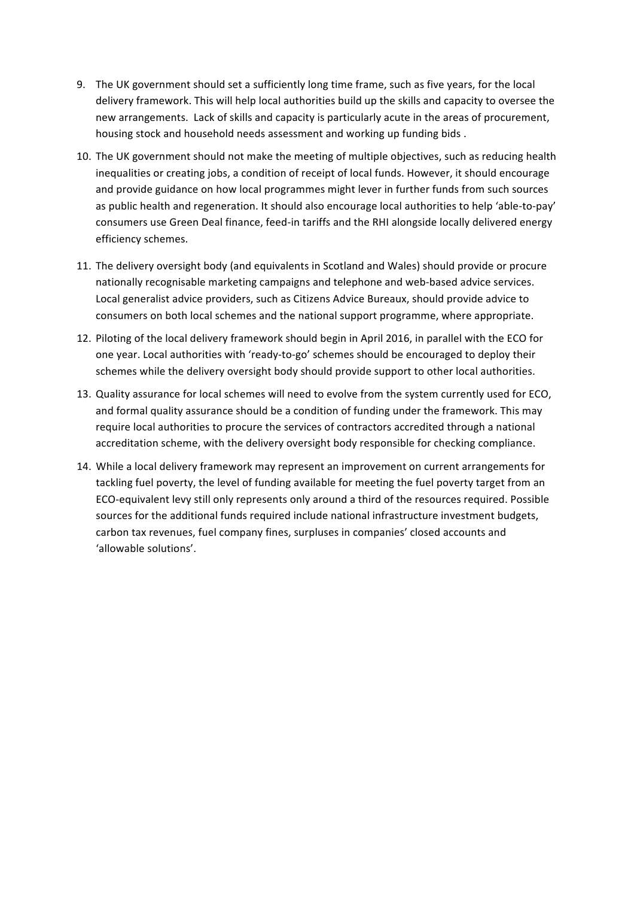9. The UK government should set a sufficiently long time frame, such as five years, for the local delivery framework. This will help local authorities build up the skills and capacity to oversee the new arrangements. Lack of skills and capacity is particularly acute in the areas of procurement, housing stock and household needs assessment and working up funding bids .

10. The UK government should not make the meeting of multiple objectives, such as reducing health inequalities or creating jobs, a condition of receipt of local funds. However, it should encourage and provide guidance on how local programmes might lever in further funds from such sources as public health and regeneration. It should also encourage local authorities to help 'able-to-pay' consumers use Green Deal finance, feed-in tariffs and the RHI alongside locally delivered energy efficiency schemes.

11. The delivery oversight body (and equivalents in Scotland and Wales) should provide or procure nationally recognisable marketing campaigns and telephone and web-based advice services. Local generalist advice providers, such as Citizens Advice Bureaux, should provide advice to consumers on both local schemes and the national support programme, where appropriate.

12. Piloting of the local delivery framework should begin in April 2016, in parallel with the ECO for one year. Local authorities with 'ready-to-go' schemes should be encouraged to deploy their schemes while the delivery oversight body should provide support to other local authorities.

13. Quality assurance for local schemes will need to evolve from the system currently used for ECO, and formal quality assurance should be a condition of funding under the framework. This may require local authorities to procure the services of contractors accredited through a national accreditation scheme, with the delivery oversight body responsible for checking compliance.

14. While a local delivery framework may represent an improvement on current arrangements for tackling fuel poverty, the level of funding available for meeting the fuel poverty target from an ECO-equivalent levy still only represents only around a third of the resources required. Possible sources for the additional funds required include national infrastructure investment budgets, carbon tax revenues, fuel company fines, surpluses in companies' closed accounts and 'allowable solutions'.